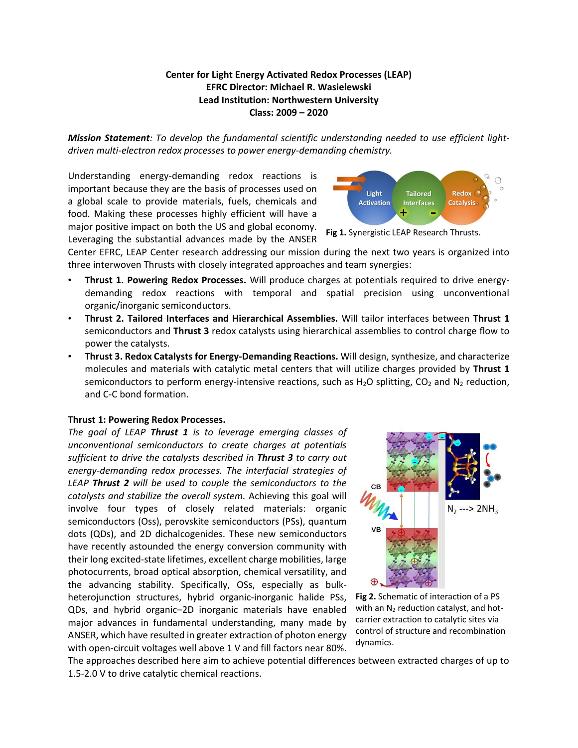**Center for Light Energy Activated Redox Processes (LEAP)**
**EFRC Director: Michael R. Wasielewski**
**Lead Institution: Northwestern University**
**Class: 2009 – 2020**

***Mission Statement****: To develop the fundamental scientific understanding needed to use efficient light-driven multi-electron redox processes to power energy-demanding chemistry.*

Understanding energy-demanding redox reactions is important because they are the basis of processes used on a global scale to provide materials, fuels, chemicals and food. Making these processes highly efficient will have a major positive impact on both the US and global economy. Leveraging the substantial advances made by the ANSER Center EFRC, LEAP Center research addressing our mission during the next two years is organized into three interwoven Thrusts with closely integrated approaches and team synergies:

**Fig 1.** Synergistic LEAP Research Thrusts.

- **Thrust 1. Powering Redox Processes.** Will produce charges at potentials required to drive energy-demanding redox reactions with temporal and spatial precision using unconventional organic/inorganic semiconductors.
- **Thrust 2. Tailored Interfaces and Hierarchical Assemblies.** Will tailor interfaces between **Thrust 1** semiconductors and **Thrust 3** redox catalysts using hierarchical assemblies to control charge flow to power the catalysts.
- **Thrust 3. Redox Catalysts for Energy-Demanding Reactions.** Will design, synthesize, and characterize molecules and materials with catalytic metal centers that will utilize charges provided by **Thrust 1** semiconductors to perform energy-intensive reactions, such as $H_2O$ splitting, $CO_2$ and $N_2$ reduction, and C-C bond formation.

**Thrust 1: Powering Redox Processes.**

*The goal of LEAP* ***Thrust 1*** *is to leverage emerging classes of unconventional semiconductors to create charges at potentials sufficient to drive the catalysts described in* ***Thrust 3*** *to carry out energy-demanding redox processes. The interfacial strategies of LEAP* ***Thrust 2*** *will be used to couple the semiconductors to the catalysts and stabilize the overall system.* Achieving this goal will involve four types of closely related materials: organic semiconductors (Oss), perovskite semiconductors (PSs), quantum dots (QDs), and 2D dichalcogenides. These new semiconductors have recently astounded the energy conversion community with their long excited-state lifetimes, excellent charge mobilities, large photocurrents, broad optical absorption, chemical versatility, and the advancing stability. Specifically, OSs, especially as bulk-heterojunction structures, hybrid organic-inorganic halide PSs, QDs, and hybrid organic–2D inorganic materials have enabled major advances in fundamental understanding, many made by ANSER, which have resulted in greater extraction of photon energy with open-circuit voltages well above 1 V and fill factors near 80%. The approaches described here aim to achieve potential differences between extracted charges of up to 1.5-2.0 V to drive catalytic chemical reactions.

**Fig 2.** Schematic of interaction of a PS with an $N_2$ reduction catalyst, and hot-carrier extraction to catalytic sites via control of structure and recombination dynamics.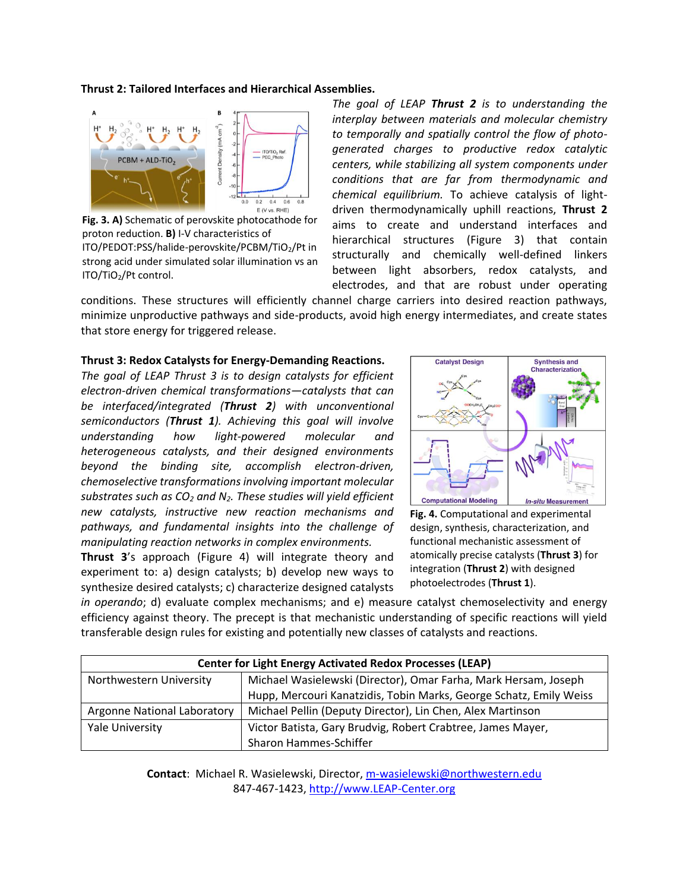## Thrust 2: Tailored Interfaces and Hierarchical Assemblies.

A

$H^+$ $H_2$ $H^+$ $H_2$ $H^+$ $H_2$

PCBM + ALD-$TiO_2$

e⁻ h⁺ e⁻ h⁺

B

Current Density (mA cm$^{-2}$)

4
2
0
-2
-4
-6
-8
-10
-12

0.0 0.2 0.4 0.6 0.8

E (V vs. RHE)

ITO/$TiO_2$ Ref.

PEC_Photo

**Fig. 3. A)** Schematic of perovskite photocathode for proton reduction. **B)** I-V characteristics of ITO/PEDOT:PSS/halide-perovskite/PCBM/$TiO_2$/Pt in strong acid under simulated solar illumination vs an ITO/$TiO_2$/Pt control.

*The goal of LEAP **Thrust 2** is to understanding the interplay between materials and molecular chemistry to temporally and spatially control the flow of photo-generated charges to productive redox catalytic centers, while stabilizing all system components under conditions that are far from thermodynamic and chemical equilibrium.* To achieve catalysis of light-driven thermodynamically uphill reactions, **Thrust 2** aims to create and understand interfaces and hierarchical structures (Figure 3) that contain structurally and chemically well-defined linkers between light absorbers, redox catalysts, and electrodes, and that are robust under operating conditions. These structures will efficiently channel charge carriers into desired reaction pathways, minimize unproductive pathways and side-products, avoid high energy intermediates, and create states that store energy for triggered release.

## Thrust 3: Redox Catalysts for Energy-Demanding Reactions.

*The goal of LEAP Thrust 3 is to design catalysts for efficient electron-driven chemical transformations—catalysts that can be interfaced/integrated (**Thrust 2**) with unconventional semiconductors (**Thrust 1**). Achieving this goal will involve understanding how light-powered molecular and heterogeneous catalysts, and their designed environments beyond the binding site, accomplish electron-driven, chemoselective transformations involving important molecular substrates such as $CO_2$ and $N_2$. These studies will yield efficient new catalysts, instructive new reaction mechanisms and pathways, and fundamental insights into the challenge of manipulating reaction networks in complex environments.*

Catalyst Design

Synthesis and Characterization

Computational Modeling

*In-situ* Measurement

**Fig. 4.** Computational and experimental design, synthesis, characterization, and functional mechanistic assessment of atomically precise catalysts (**Thrust 3**) for integration (**Thrust 2**) with designed photoelectrodes (**Thrust 1**).

**Thrust 3**'s approach (Figure 4) will integrate theory and experiment to: a) design catalysts; b) develop new ways to synthesize desired catalysts; c) characterize designed catalysts *in operando*; d) evaluate complex mechanisms; and e) measure catalyst chemoselectivity and energy efficiency against theory. The precept is that mechanistic understanding of specific reactions will yield transferable design rules for existing and potentially new classes of catalysts and reactions.

| Center for Light Energy Activated Redox Processes (LEAP) | |
|---|---|
| Northwestern University | Michael Wasielewski (Director), Omar Farha, Mark Hersam, Joseph Hupp, Mercouri Kanatzidis, Tobin Marks, George Schatz, Emily Weiss |
| Argonne National Laboratory | Michael Pellin (Deputy Director), Lin Chen, Alex Martinson |
| Yale University | Victor Batista, Gary Brudvig, Robert Crabtree, James Mayer, Sharon Hammes-Schiffer |

**Contact**: Michael R. Wasielewski, Director, m-wasielewski@northwestern.edu
847-467-1423, http://www.LEAP-Center.org